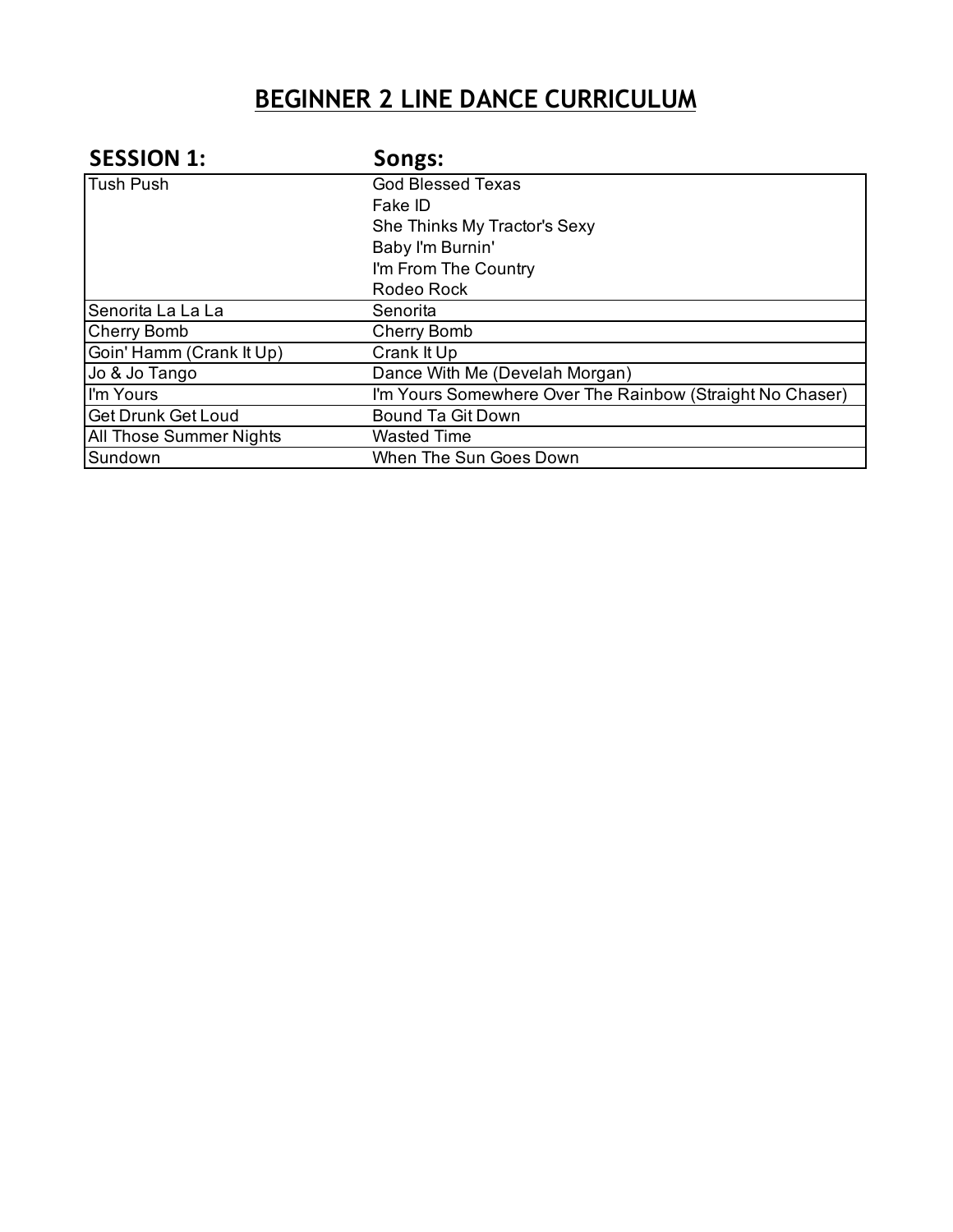# BEGINNER 2 LINE DANCE CURRICULUM

| SESSION 1: | Songs: |
|---|---|
| Tush Push | God Blessed Texas<br>Fake ID<br>She Thinks My Tractor's Sexy<br>Baby I'm Burnin'<br>I'm From The Country<br>Rodeo Rock |
| Senorita La La La | Senorita |
| Cherry Bomb | Cherry Bomb |
| Goin' Hamm (Crank It Up) | Crank It Up |
| Jo & Jo Tango | Dance With Me (Develah Morgan) |
| I'm Yours | I'm Yours Somewhere Over The Rainbow (Straight No Chaser) |
| Get Drunk Get Loud | Bound Ta Git Down |
| All Those Summer Nights | Wasted Time |
| Sundown | When The Sun Goes Down |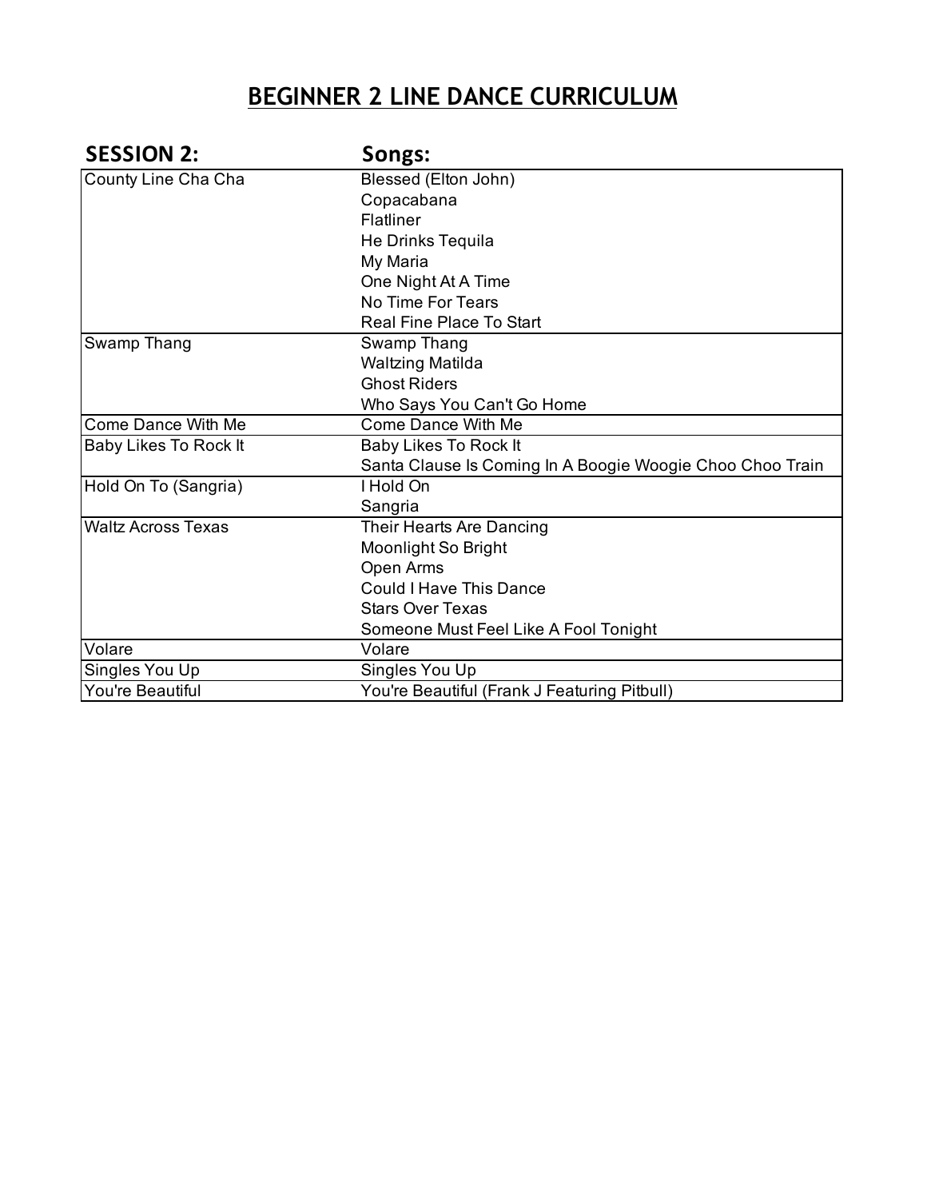# BEGINNER 2 LINE DANCE CURRICULUM

| SESSION 2: | Songs: |
|---|---|
| County Line Cha Cha | Blessed (Elton John) |
| | Copacabana |
| | Flatliner |
| | He Drinks Tequila |
| | My Maria |
| | One Night At A Time |
| | No Time For Tears |
| | Real Fine Place To Start |
| Swamp Thang | Swamp Thang |
| | Waltzing Matilda |
| | Ghost Riders |
| | Who Says You Can't Go Home |
| Come Dance With Me | Come Dance With Me |
| Baby Likes To Rock It | Baby Likes To Rock It |
| | Santa Clause Is Coming In A Boogie Woogie Choo Choo Train |
| Hold On To (Sangria) | I Hold On |
| | Sangria |
| Waltz Across Texas | Their Hearts Are Dancing |
| | Moonlight So Bright |
| | Open Arms |
| | Could I Have This Dance |
| | Stars Over Texas |
| | Someone Must Feel Like A Fool Tonight |
| Volare | Volare |
| Singles You Up | Singles You Up |
| You're Beautiful | You're Beautiful (Frank J Featuring Pitbull) |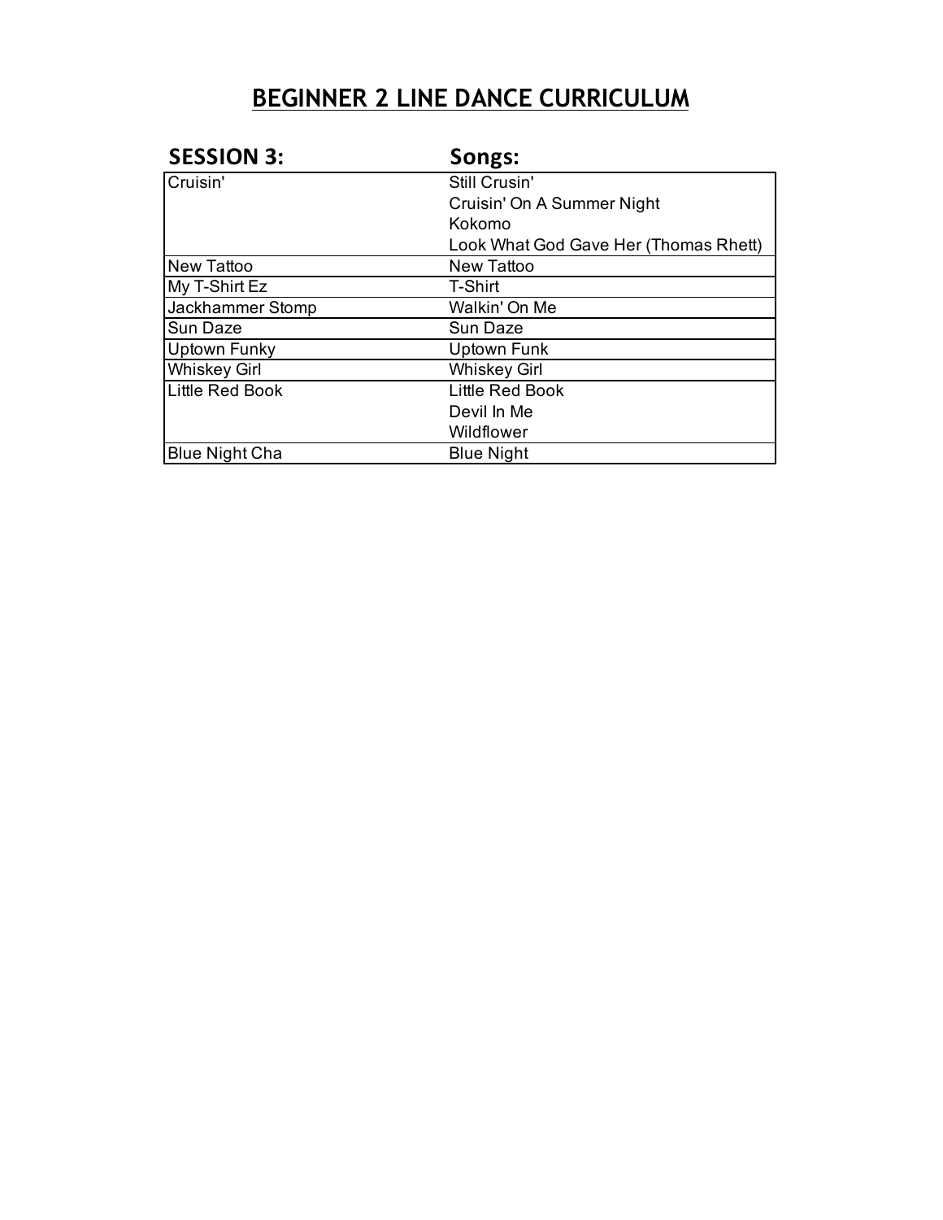# BEGINNER 2 LINE DANCE CURRICULUM

| SESSION 3: | Songs: |
|---|---|
| Cruisin' | Still Crusin' |
| | Cruisin' On A Summer Night |
| | Kokomo |
| | Look What God Gave Her (Thomas Rhett) |
| New Tattoo | New Tattoo |
| My T-Shirt Ez | T-Shirt |
| Jackhammer Stomp | Walkin' On Me |
| Sun Daze | Sun Daze |
| Uptown Funky | Uptown Funk |
| Whiskey Girl | Whiskey Girl |
| Little Red Book | Little Red Book |
| | Devil In Me |
| | Wildflower |
| Blue Night Cha | Blue Night |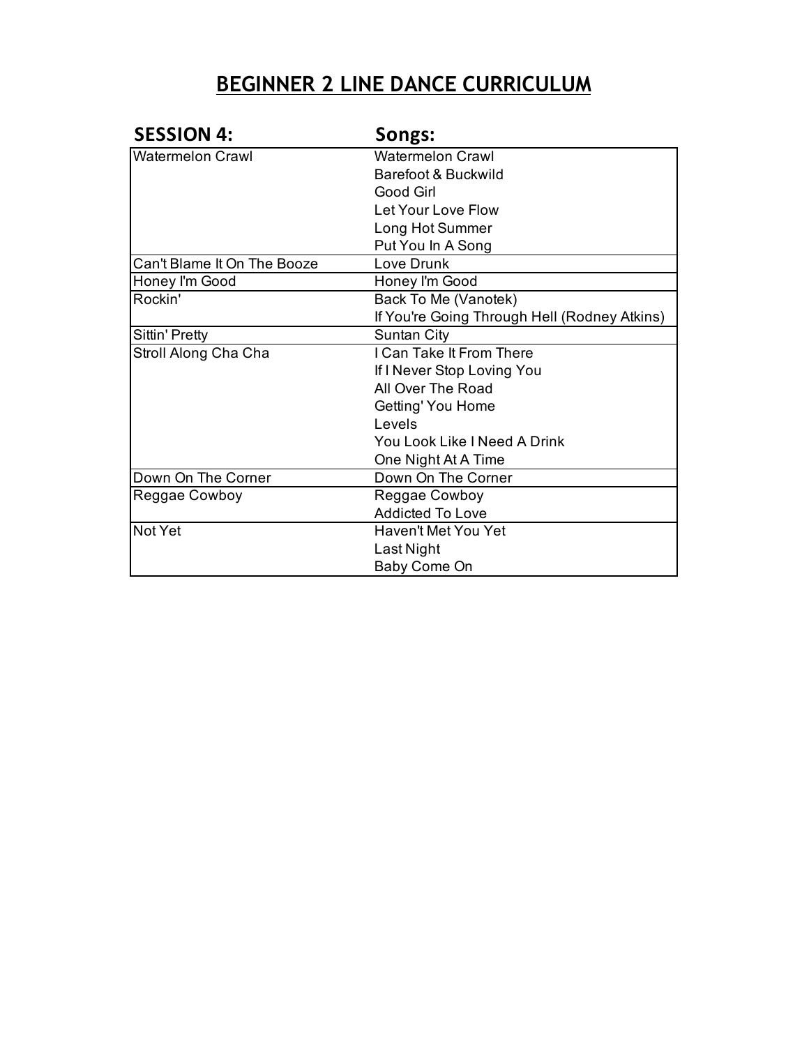# BEGINNER 2 LINE DANCE CURRICULUM

| SESSION 4: | Songs: |
|---|---|
| Watermelon Crawl | Watermelon Crawl |
| | Barefoot & Buckwild |
| | Good Girl |
| | Let Your Love Flow |
| | Long Hot Summer |
| | Put You In A Song |
| Can't Blame It On The Booze | Love Drunk |
| Honey I'm Good | Honey I'm Good |
| Rockin' | Back To Me (Vanotek) |
| | If You're Going Through Hell (Rodney Atkins) |
| Sittin' Pretty | Suntan City |
| Stroll Along Cha Cha | I Can Take It From There |
| | If I Never Stop Loving You |
| | All Over The Road |
| | Getting' You Home |
| | Levels |
| | You Look Like I Need A Drink |
| | One Night At A Time |
| Down On The Corner | Down On The Corner |
| Reggae Cowboy | Reggae Cowboy |
| | Addicted To Love |
| Not Yet | Haven't Met You Yet |
| | Last Night |
| | Baby Come On |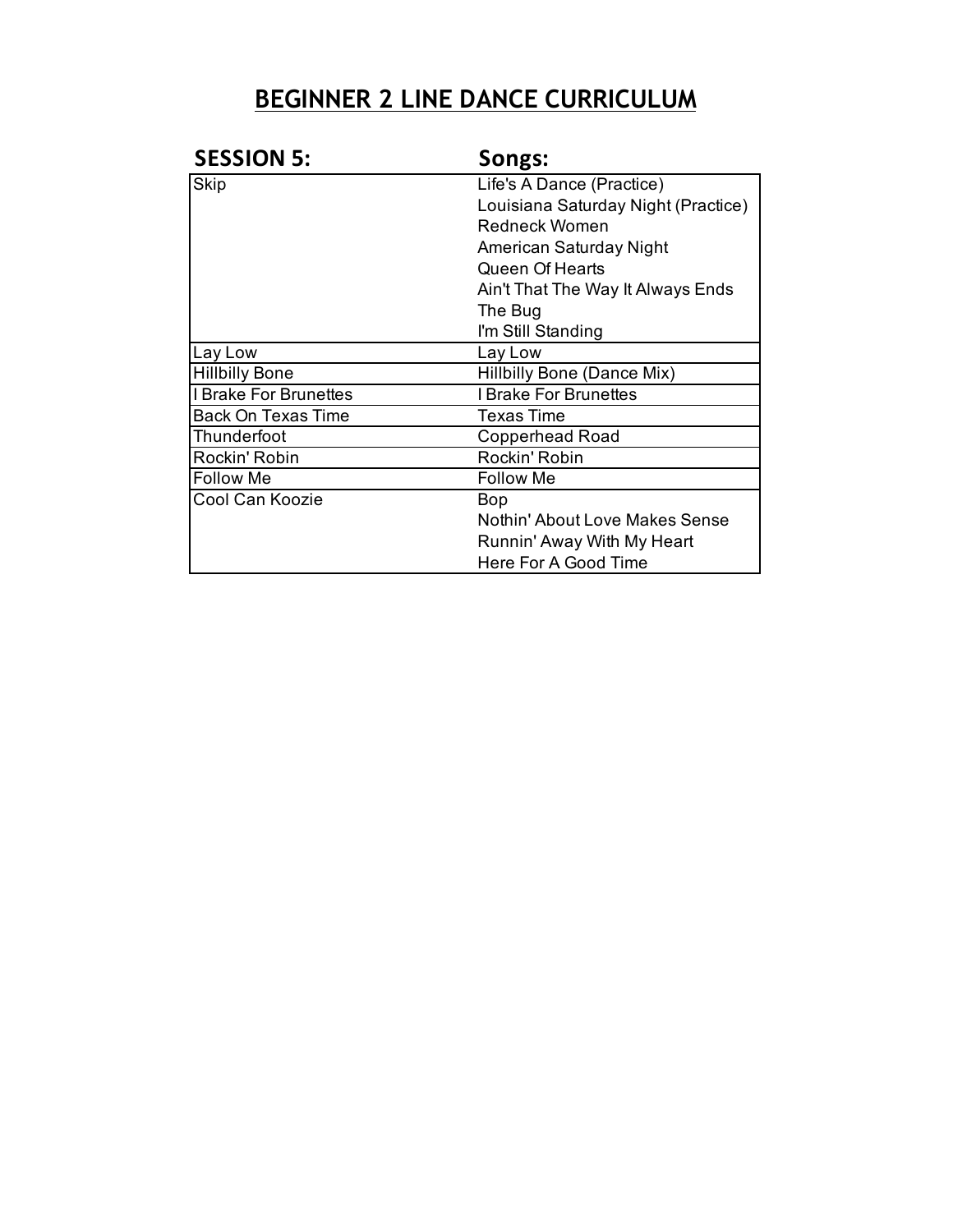# BEGINNER 2 LINE DANCE CURRICULUM

| SESSION 5: | Songs: |
|---|---|
| Skip | Life's A Dance (Practice) |
| | Louisiana Saturday Night (Practice) |
| | Redneck Women |
| | American Saturday Night |
| | Queen Of Hearts |
| | Ain't That The Way It Always Ends |
| | The Bug |
| | I'm Still Standing |
| Lay Low | Lay Low |
| Hillbilly Bone | Hillbilly Bone (Dance Mix) |
| I Brake For Brunettes | I Brake For Brunettes |
| Back On Texas Time | Texas Time |
| Thunderfoot | Copperhead Road |
| Rockin' Robin | Rockin' Robin |
| Follow Me | Follow Me |
| Cool Can Koozie | Bop |
| | Nothin' About Love Makes Sense |
| | Runnin' Away With My Heart |
| | Here For A Good Time |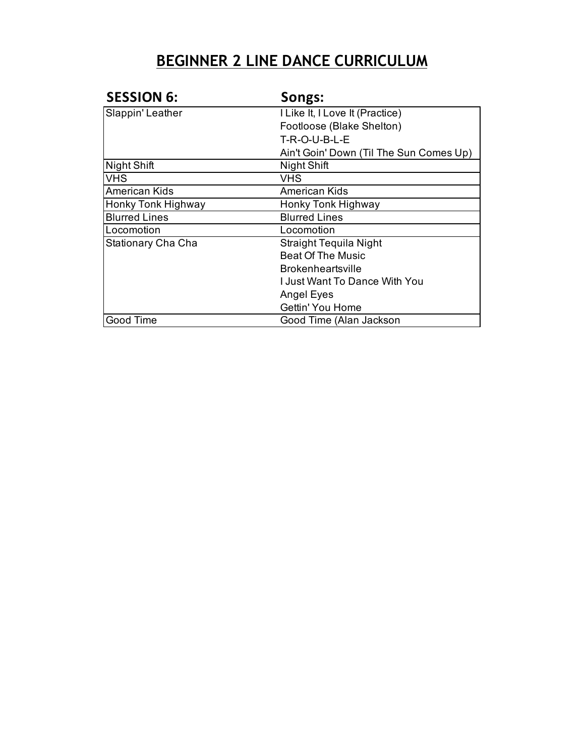# BEGINNER 2 LINE DANCE CURRICULUM

| SESSION 6: | Songs: |
| --- | --- |
| Slappin' Leather | I Like It, I Love It (Practice) |
| | Footloose (Blake Shelton) |
| | T-R-O-U-B-L-E |
| | Ain't Goin' Down (Til The Sun Comes Up) |
| Night Shift | Night Shift |
| VHS | VHS |
| American Kids | American Kids |
| Honky Tonk Highway | Honky Tonk Highway |
| Blurred Lines | Blurred Lines |
| Locomotion | Locomotion |
| Stationary Cha Cha | Straight Tequila Night |
| | Beat Of The Music |
| | Brokenheartsville |
| | I Just Want To Dance With You |
| | Angel Eyes |
| | Gettin' You Home |
| Good Time | Good Time (Alan Jackson |